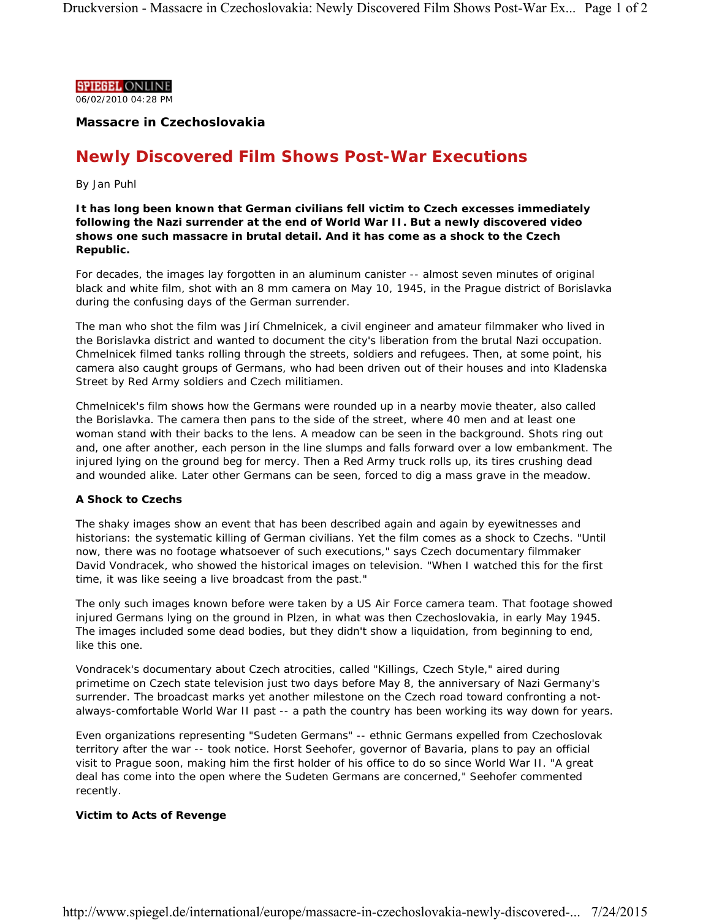SPIEGEL ONLINE

06/02/2010 04:28 PM

**Massacre in Czechoslovakia**

# Newly Discovered Film Shows Post-War Executions

By Jan Puhl

**It has long been known that German civilians fell victim to Czech excesses immediately following the Nazi surrender at the end of World War II. But a newly discovered video shows one such massacre in brutal detail. And it has come as a shock to the Czech Republic.**

For decades, the images lay forgotten in an aluminum canister -- almost seven minutes of original black and white film, shot with an 8 mm camera on May 10, 1945, in the Prague district of Borislavka during the confusing days of the German surrender.

The man who shot the film was Jirí Chmelnicek, a civil engineer and amateur filmmaker who lived in the Borislavka district and wanted to document the city's liberation from the brutal Nazi occupation. Chmelnicek filmed tanks rolling through the streets, soldiers and refugees. Then, at some point, his camera also caught groups of Germans, who had been driven out of their houses and into Kladenska Street by Red Army soldiers and Czech militiamen.

Chmelnicek's film shows how the Germans were rounded up in a nearby movie theater, also called the Borislavka. The camera then pans to the side of the street, where 40 men and at least one woman stand with their backs to the lens. A meadow can be seen in the background. Shots ring out and, one after another, each person in the line slumps and falls forward over a low embankment. The injured lying on the ground beg for mercy. Then a Red Army truck rolls up, its tires crushing dead and wounded alike. Later other Germans can be seen, forced to dig a mass grave in the meadow.

### A Shock to Czechs

The shaky images show an event that has been described again and again by eyewitnesses and historians: the systematic killing of German civilians. Yet the film comes as a shock to Czechs. "Until now, there was no footage whatsoever of such executions," says Czech documentary filmmaker David Vondracek, who showed the historical images on television. "When I watched this for the first time, it was like seeing a live broadcast from the past."

The only such images known before were taken by a US Air Force camera team. That footage showed injured Germans lying on the ground in Plzen, in what was then Czechoslovakia, in early May 1945. The images included some dead bodies, but they didn't show a liquidation, from beginning to end, like this one.

Vondracek's documentary about Czech atrocities, called "Killings, Czech Style," aired during primetime on Czech state television just two days before May 8, the anniversary of Nazi Germany's surrender. The broadcast marks yet another milestone on the Czech road toward confronting a not-always-comfortable World War II past -- a path the country has been working its way down for years.

Even organizations representing "Sudeten Germans" -- ethnic Germans expelled from Czechoslovak territory after the war -- took notice. Horst Seehofer, governor of Bavaria, plans to pay an official visit to Prague soon, making him the first holder of his office to do so since World War II. "A great deal has come into the open where the Sudeten Germans are concerned," Seehofer commented recently.

### Victim to Acts of Revenge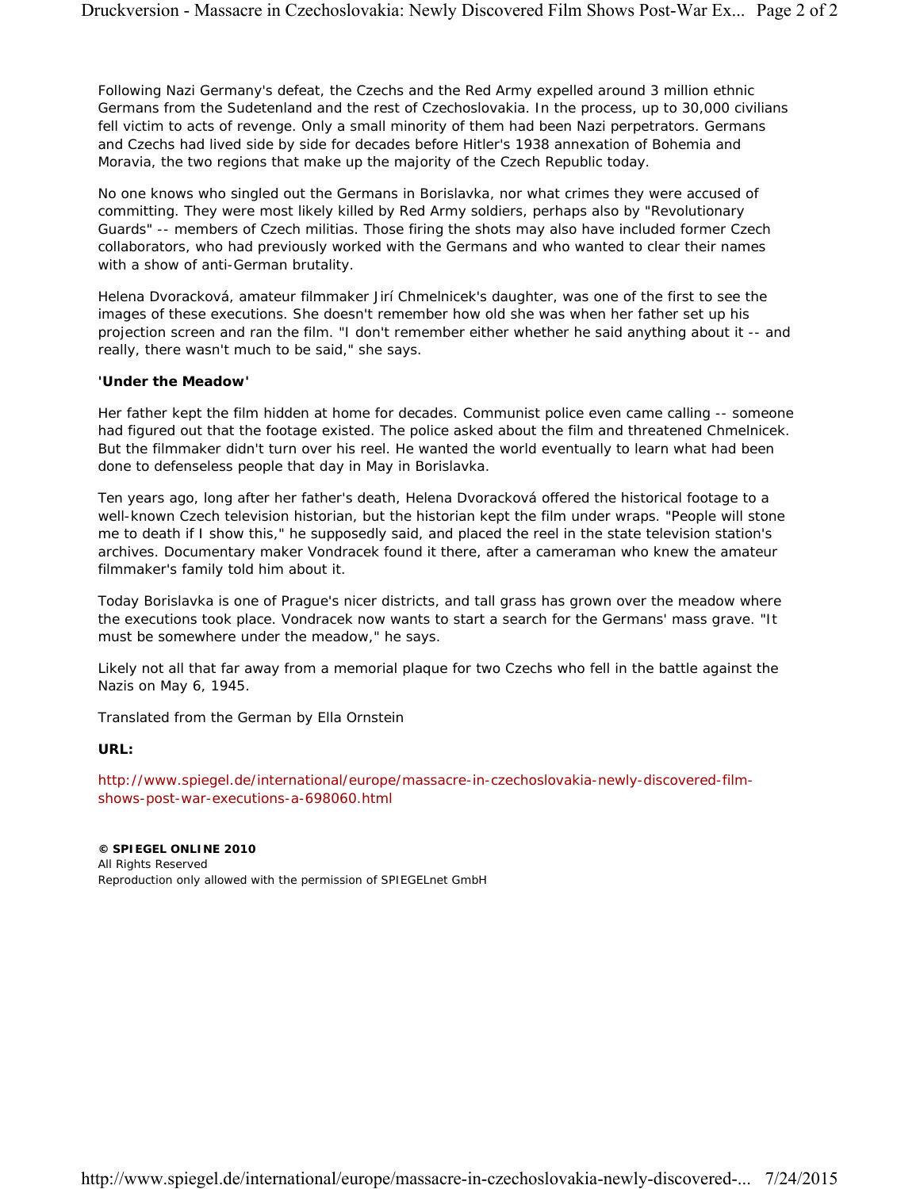Following Nazi Germany's defeat, the Czechs and the Red Army expelled around 3 million ethnic Germans from the Sudetenland and the rest of Czechoslovakia. In the process, up to 30,000 civilians fell victim to acts of revenge. Only a small minority of them had been Nazi perpetrators. Germans and Czechs had lived side by side for decades before Hitler's 1938 annexation of Bohemia and Moravia, the two regions that make up the majority of the Czech Republic today.

No one knows who singled out the Germans in Borislavka, nor what crimes they were accused of committing. They were most likely killed by Red Army soldiers, perhaps also by "Revolutionary Guards" -- members of Czech militias. Those firing the shots may also have included former Czech collaborators, who had previously worked with the Germans and who wanted to clear their names with a show of anti-German brutality.

Helena Dvoracková, amateur filmmaker Jirí Chmelnicek's daughter, was one of the first to see the images of these executions. She doesn't remember how old she was when her father set up his projection screen and ran the film. "I don't remember either whether he said anything about it -- and really, there wasn't much to be said," she says.

**'Under the Meadow'**

Her father kept the film hidden at home for decades. Communist police even came calling -- someone had figured out that the footage existed. The police asked about the film and threatened Chmelnicek. But the filmmaker didn't turn over his reel. He wanted the world eventually to learn what had been done to defenseless people that day in May in Borislavka.

Ten years ago, long after her father's death, Helena Dvoracková offered the historical footage to a well-known Czech television historian, but the historian kept the film under wraps. "People will stone me to death if I show this," he supposedly said, and placed the reel in the state television station's archives. Documentary maker Vondracek found it there, after a cameraman who knew the amateur filmmaker's family told him about it.

Today Borislavka is one of Prague's nicer districts, and tall grass has grown over the meadow where the executions took place. Vondracek now wants to start a search for the Germans' mass grave. "It must be somewhere under the meadow," he says.

Likely not all that far away from a memorial plaque for two Czechs who fell in the battle against the Nazis on May 6, 1945.

Translated from the German by Ella Ornstein

**URL:**

http://www.spiegel.de/international/europe/massacre-in-czechoslovakia-newly-discovered-film-shows-post-war-executions-a-698060.html

**© SPIEGEL ONLINE 2010**
All Rights Reserved
Reproduction only allowed with the permission of SPIEGELnet GmbH